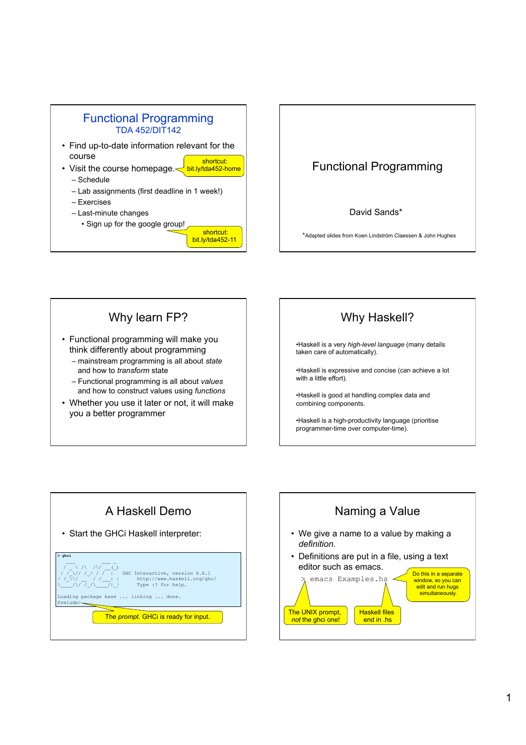## Functional Programming

TDA 452/DIT142

- Find up-to-date information relevant for the course
- Visit the course homepage.
  - Schedule
  - Lab assignments (first deadline in 1 week!)
  - Exercises
  - Last-minute changes
    - Sign up for the google group!

shortcut: bit.ly/tda452-home

shortcut: bit.ly/tda452-11

## Functional Programming

David Sands*

*Adapted slides from Koen Lindström Claessen & John Hughes

## Why learn FP?

- Functional programming will make you think differently about programming
  - mainstream programming is all about *state* and how to *transform* state
  - Functional programming is all about *values* and how to construct values using *functions*
- Whether you use it later or not, it will make you a better programmer

## Why Haskell?

•Haskell is a very *high-level language* (many details taken care of automatically).

•Haskell is expressive and concise (can achieve a lot with a little effort).

•Haskell is good at handling complex data and combining components.

•Haskell is a high-productivity language (prioritise programmer-time over computer-time).

## A Haskell Demo

- Start the GHCi Haskell interpreter:

```
> ghci
   ___         ___ _
  / _ \ /\  /\/ __(_)
 / /_\// /_/ / /  | |   GHC Interactive, version 6.6.1
/ /_\\/ __  / /___| |      http://www.haskell.org/ghc/
\____/\/ /_/\____/|_|      Type :? for help.

Loading package base ... linking ... done.
Prelude>
```

The *prompt*. GHCi is ready for input.

## Naming a Value

- We give a name to a value by making a *definition*.
- Definitions are put in a file, using a text editor such as emacs.

```
> emacs Examples.hs
```

The UNIX prompt, *not* the ghci one!

Haskell files end in .hs

Do this in a separate window, so you can edit and run hugs simultaneously.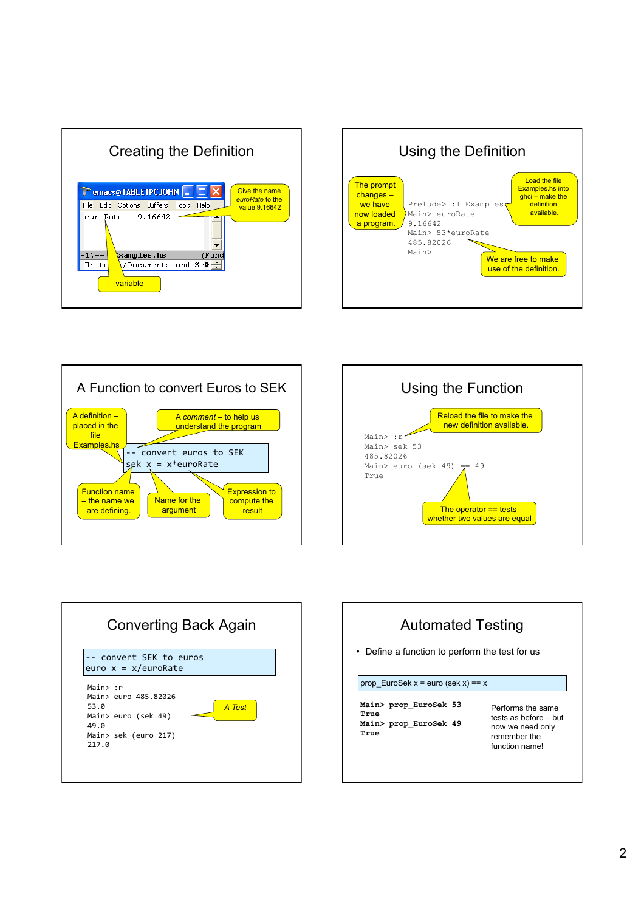## Creating the Definition

```
euroRate = 9.16642
```

-1\-- Examples.hs (Fund
Wrote ~/Documents and Se

Give the name *euroRate* to the value 9.16642

variable

## Using the Definition

```
Prelude> :l Examples
Main> euroRate
9.16642
Main> 53*euroRate
485.82026
Main>
```

The prompt changes – we have now loaded a program.

Load the file Examples.hs into ghci – make the definition available.

We are free to make use of the definition.

## A Function to convert Euros to SEK

```
-- convert euros to SEK
sek x = x*euroRate
```

A definition – placed in the file Examples.hs

A *comment* – to help us understand the program

Function name – the name we are defining.

Name for the argument

Expression to compute the result

## Using the Function

```
Main> :r
Main> sek 53
485.82026
Main> euro (sek 49) == 49
True
```

Reload the file to make the new definition available.

The operator == tests whether two values are equal

## Converting Back Again

```
-- convert SEK to euros
euro x = x/euroRate
```

```
Main> :r
Main> euro 485.82026
53.0
Main> euro (sek 49)
49.0
Main> sek (euro 217)
217.0
```

*A Test*

## Automated Testing

- Define a function to perform the test for us

```
prop_EuroSek x = euro (sek x) == x
```

```
Main> prop_EuroSek 53
True
Main> prop_EuroSek 49
True
```

Performs the same tests as before – but now we need only remember the function name!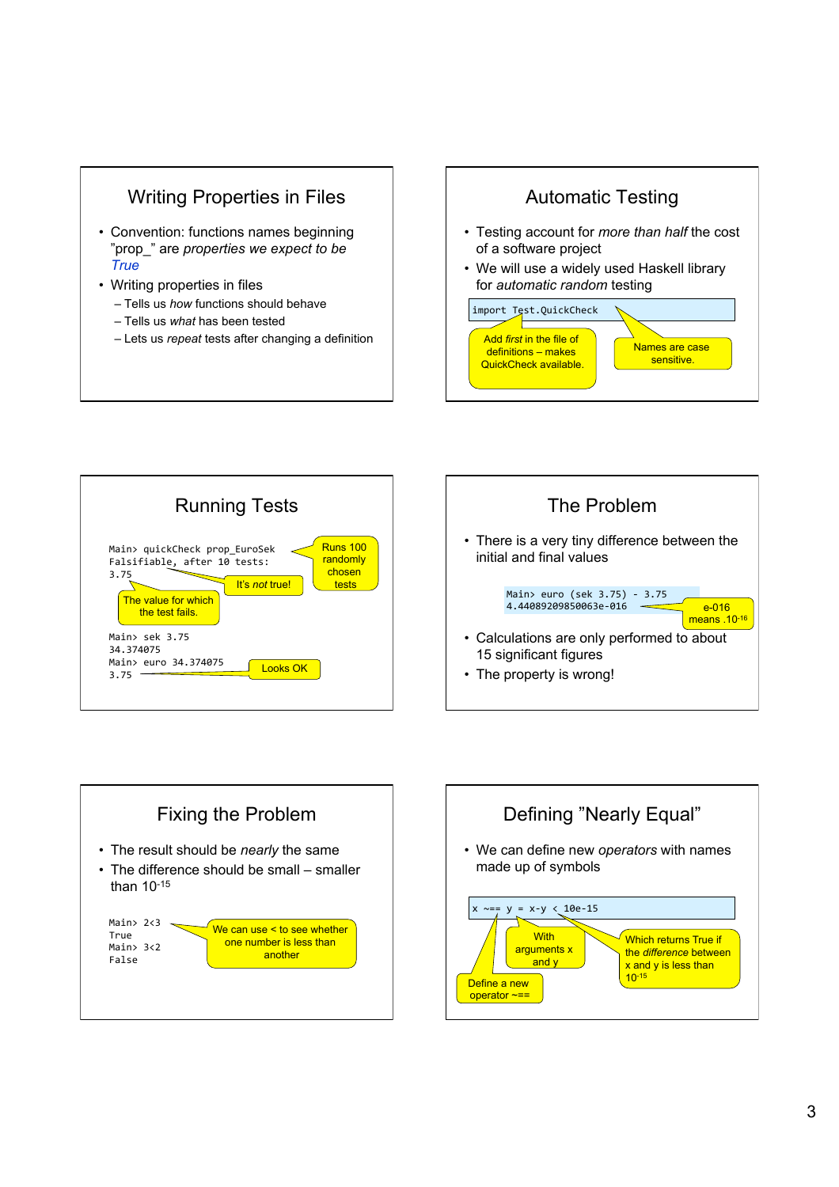## Writing Properties in Files

- Convention: functions names beginning "prop_" are *properties we expect to be True*
- Writing properties in files
  - Tells us *how* functions should behave
  - Tells us *what* has been tested
  - Lets us *repeat* tests after changing a definition

## Automatic Testing

- Testing account for *more than half* the cost of a software project
- We will use a widely used Haskell library for *automatic random* testing

```
import Test.QuickCheck
```

Add *first* in the file of definitions – makes QuickCheck available.

Names are case sensitive.

## Running Tests

```
Main> quickCheck prop_EuroSek
Falsifiable, after 10 tests:
3.75
```

Runs 100 randomly chosen tests

It's *not* true!

The value for which the test fails.

```
Main> sek 3.75
34.374075
Main> euro 34.374075
3.75
```

Looks OK

## The Problem

- There is a very tiny difference between the initial and final values

```
Main> euro (sek 3.75) - 3.75
4.44089209850063e-016
```

e-016 means $.10^{-16}$

- Calculations are only performed to about 15 significant figures
- The property is wrong!

## Fixing the Problem

- The result should be *nearly* the same
- The difference should be small – smaller than $10^{-15}$

```
Main> 2<3
True
Main> 3<2
False
```

We can use < to see whether one number is less than another

## Defining "Nearly Equal"

- We can define new *operators* with names made up of symbols

```
x ~== y = x-y < 10e-15
```

Define a new operator ~==

With arguments x and y

Which returns True if the *difference* between x and y is less than $10^{-15}$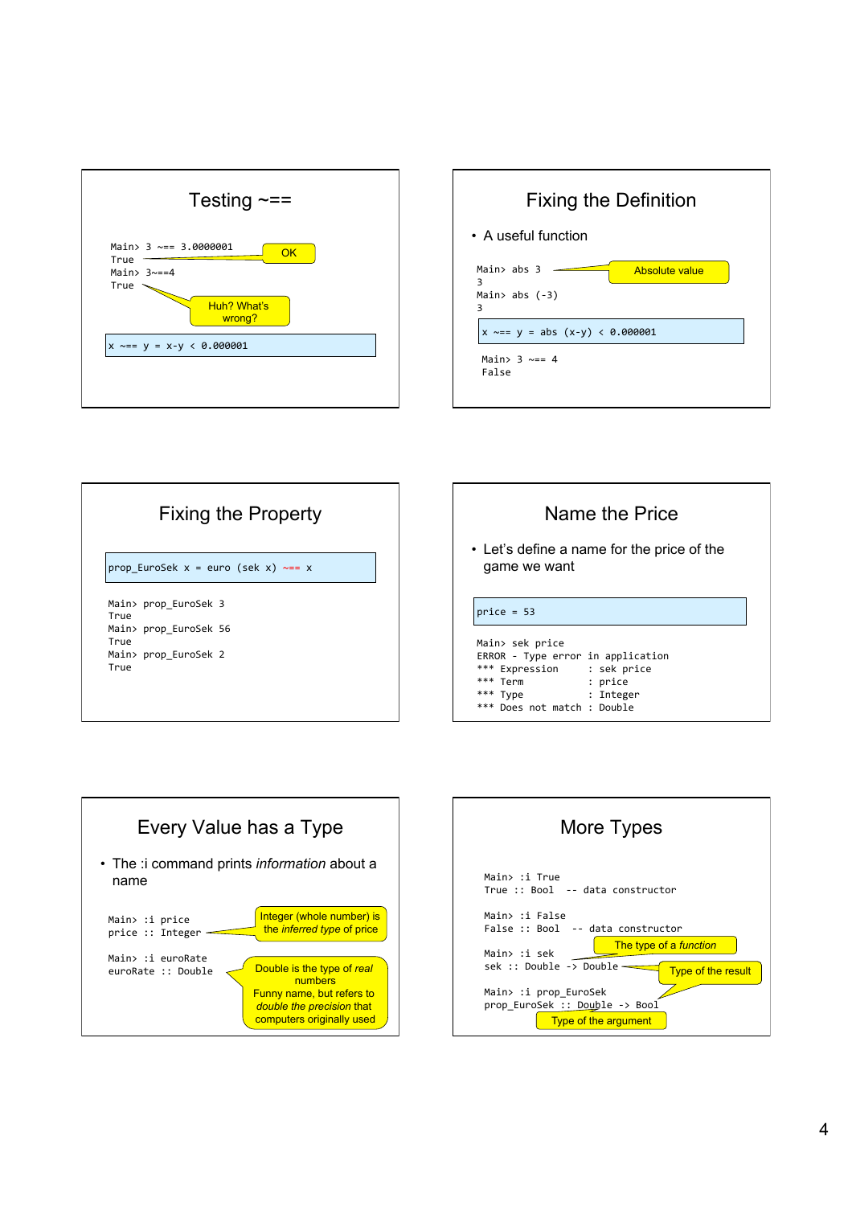## Testing ~==

```
Main> 3 ~== 3.0000001
True
Main> 3~==4
True
```

OK

Huh? What's wrong?

```
x ~== y = x-y < 0.000001
```

## Fixing the Definition

- A useful function

```
Main> abs 3
3
Main> abs (-3)
3
```

Absolute value

```
x ~== y = abs (x-y) < 0.000001
```

```
Main> 3 ~== 4
False
```

## Fixing the Property

```
prop_EuroSek x = euro (sek x) ~== x
```

```
Main> prop_EuroSek 3
True
Main> prop_EuroSek 56
True
Main> prop_EuroSek 2
True
```

## Name the Price

- Let's define a name for the price of the game we want

```
price = 53
```

```
Main> sek price
ERROR - Type error in application
*** Expression     : sek price
*** Term           : price
*** Type           : Integer
*** Does not match : Double
```

## Every Value has a Type

- The :i command prints *information* about a name

```
Main> :i price
price :: Integer
```

Integer (whole number) is the *inferred type* of price

```
Main> :i euroRate
euroRate :: Double
```

Double is the type of *real* numbers
Funny name, but refers to *double the precision* that computers originally used

## More Types

```
Main> :i True
True :: Bool  -- data constructor

Main> :i False
False :: Bool  -- data constructor

Main> :i sek
sek :: Double -> Double

Main> :i prop_EuroSek
prop_EuroSek :: Double -> Bool
```

The type of a *function*

Type of the result

Type of the argument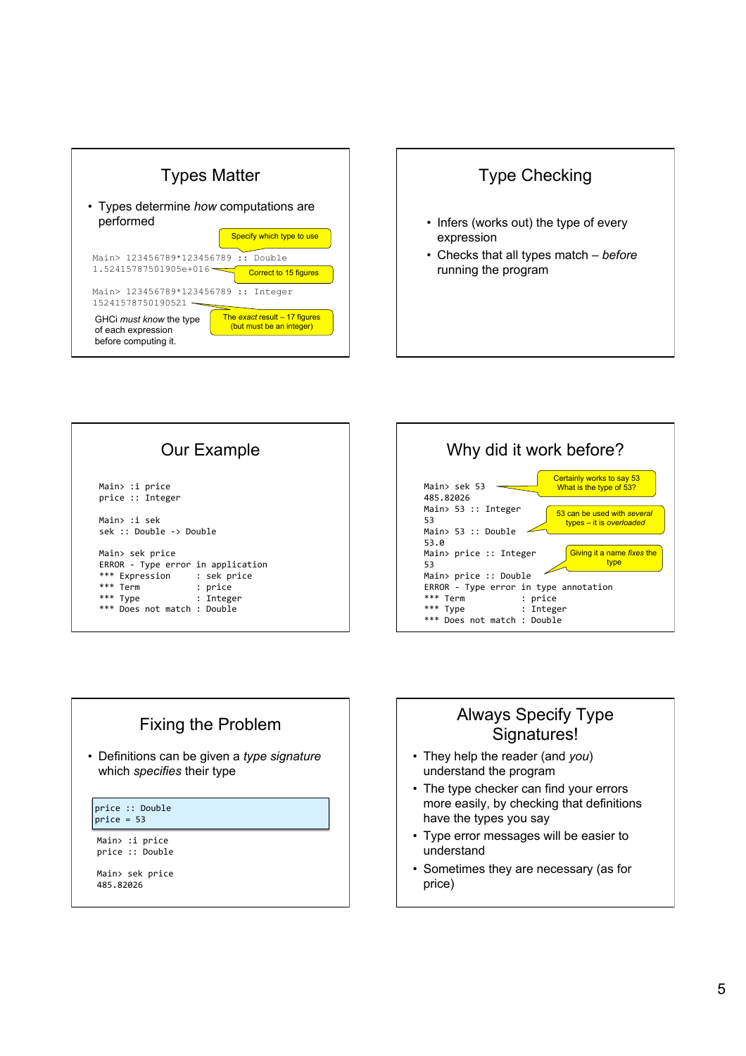## Types Matter

- Types determine *how* computations are performed

```
Main> 123456789*123456789 :: Double
1.52415787501905e+016
```

```
Main> 123456789*123456789 :: Integer
15241578750190521
```

Specify which type to use

Correct to 15 figures

The *exact* result – 17 figures (but must be an integer)

GHCi *must know* the type of each expression before computing it.

## Type Checking

- Infers (works out) the type of every expression
- Checks that all types match – *before* running the program

## Our Example

```
Main> :i price
price :: Integer

Main> :i sek
sek :: Double -> Double

Main> sek price
ERROR - Type error in application
*** Expression     : sek price
*** Term           : price
*** Type           : Integer
*** Does not match : Double
```

## Why did it work before?

```
Main> sek 53
485.82026
Main> 53 :: Integer
53
Main> 53 :: Double
53.0
Main> price :: Integer
53
Main> price :: Double
ERROR - Type error in type annotation
*** Term           : price
*** Type           : Integer
*** Does not match : Double
```

Certainly works to say 53 What is the type of 53?

53 can be used with *several* types – it is *overloaded*

Giving it a name *fixes* the type

## Fixing the Problem

- Definitions can be given a *type signature* which *specifies* their type

```
price :: Double
price = 53
```

```
Main> :i price
price :: Double

Main> sek price
485.82026
```

## Always Specify Type Signatures!

- They help the reader (and *you*) understand the program
- The type checker can find your errors more easily, by checking that definitions have the types you say
- Type error messages will be easier to understand
- Sometimes they are necessary (as for price)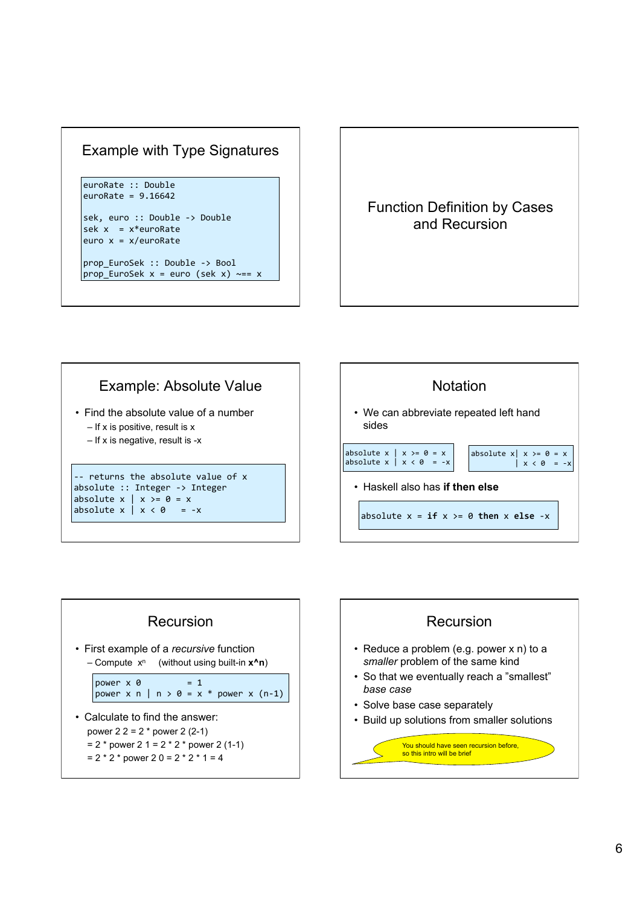## Example with Type Signatures

```
euroRate :: Double
euroRate = 9.16642

sek, euro :: Double -> Double
sek x  = x*euroRate
euro x = x/euroRate

prop_EuroSek :: Double -> Bool
prop_EuroSek x = euro (sek x) ~== x
```

## Function Definition by Cases and Recursion

## Example: Absolute Value

- Find the absolute value of a number
  - If x is positive, result is x
  - If x is negative, result is -x

```
-- returns the absolute value of x
absolute :: Integer -> Integer
absolute x | x >= 0 = x
absolute x | x < 0   = -x
```

## Notation

- We can abbreviate repeated left hand sides

```
absolute x | x >= 0 = x
absolute x | x < 0  = -x
```

```
absolute x| x >= 0 = x
          | x < 0  = -x
```

- Haskell also has **if then else**

```
absolute x = if x >= 0 then x else -x
```

## Recursion

- First example of a *recursive* function
  - Compute $x^n$ (without using built-in **x^n**)

```
power x 0          = 1
power x n | n > 0 = x * power x (n-1)
```

- Calculate to find the answer:

  power 2 2 = 2 * power 2 (2-1)
  = 2 * power 2 1 = 2 * 2 * power 2 (1-1)
  = 2 * 2 * power 2 0 = 2 * 2 * 1 = 4

## Recursion

- Reduce a problem (e.g. power x n) to a *smaller* problem of the same kind
- So that we eventually reach a "smallest" *base case*
- Solve base case separately
- Build up solutions from smaller solutions

You should have seen recursion before, so this intro will be brief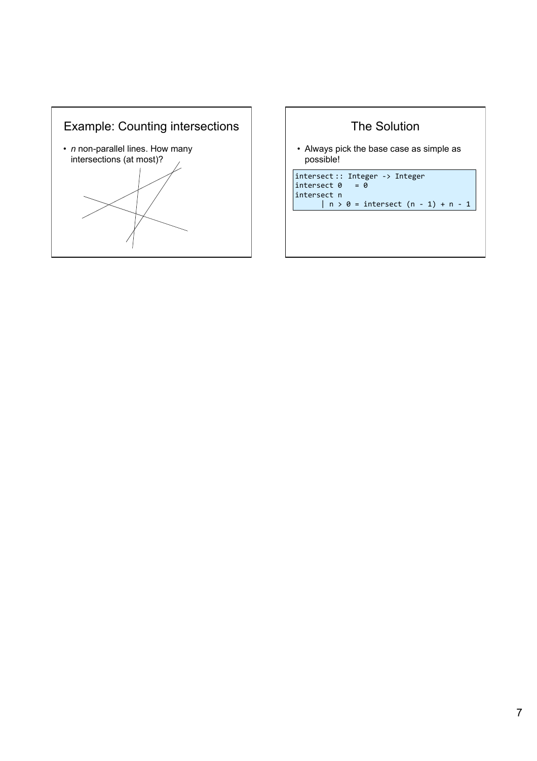## Example: Counting intersections

- *n* non-parallel lines. How many intersections (at most)?

## The Solution

- Always pick the base case as simple as possible!

```
intersect :: Integer -> Integer
intersect 0   = 0
intersect n
      | n > 0 = intersect (n - 1) + n - 1
```